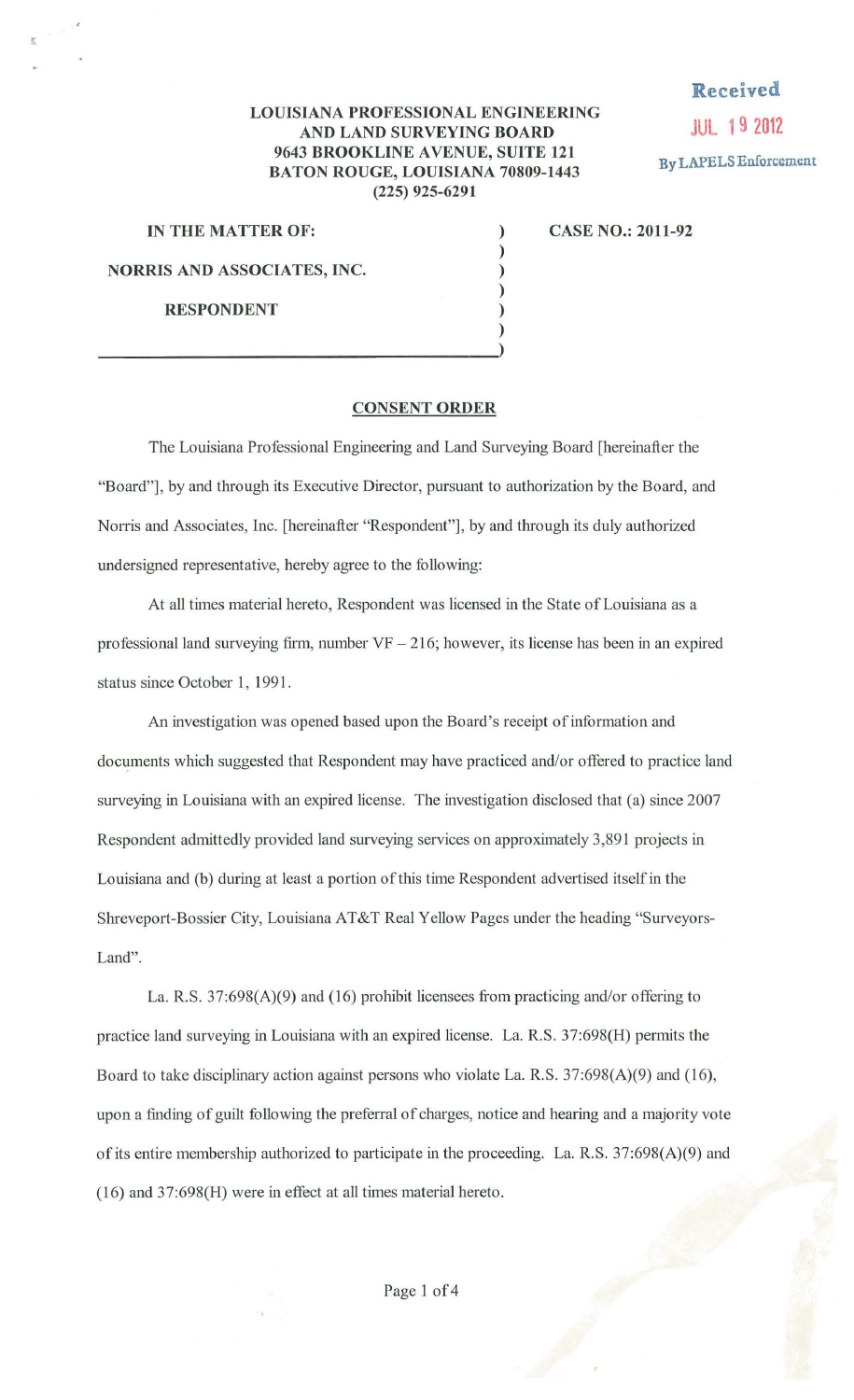**LOUISIANA PROFESSIONAL ENGINEERING AND LAND SURVEYING BOARD**
**9643 BROOKLINE AVENUE, SUITE 121**
**BATON ROUGE, LOUISIANA 70809-1443**
**(225) 925-6291**

Received
JUL 19 2012
By LAPELS Enforcement

**IN THE MATTER OF:**

**NORRIS AND ASSOCIATES, INC.**

**RESPONDENT**

**CASE NO.: 2011-92**

## CONSENT ORDER

The Louisiana Professional Engineering and Land Surveying Board [hereinafter the "Board"], by and through its Executive Director, pursuant to authorization by the Board, and Norris and Associates, Inc. [hereinafter "Respondent"], by and through its duly authorized undersigned representative, hereby agree to the following:

At all times material hereto, Respondent was licensed in the State of Louisiana as a professional land surveying firm, number VF – 216; however, its license has been in an expired status since October 1, 1991.

An investigation was opened based upon the Board's receipt of information and documents which suggested that Respondent may have practiced and/or offered to practice land surveying in Louisiana with an expired license. The investigation disclosed that (a) since 2007 Respondent admittedly provided land surveying services on approximately 3,891 projects in Louisiana and (b) during at least a portion of this time Respondent advertised itself in the Shreveport-Bossier City, Louisiana AT&T Real Yellow Pages under the heading "Surveyors-Land".

La. R.S. 37:698(A)(9) and (16) prohibit licensees from practicing and/or offering to practice land surveying in Louisiana with an expired license. La. R.S. 37:698(H) permits the Board to take disciplinary action against persons who violate La. R.S. 37:698(A)(9) and (16), upon a finding of guilt following the preferral of charges, notice and hearing and a majority vote of its entire membership authorized to participate in the proceeding. La. R.S. 37:698(A)(9) and (16) and 37:698(H) were in effect at all times material hereto.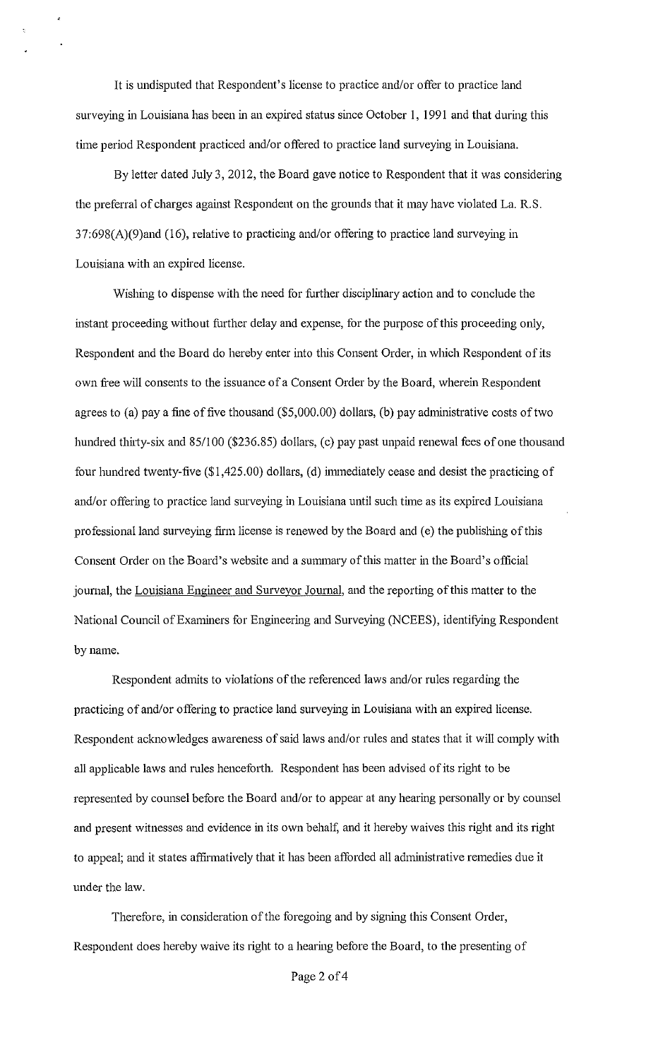It is undisputed that Respondent's license to practice and/or offer to practice land surveying in Louisiana has been in an expired status since October 1, 1991 and that during this time period Respondent practiced and/or offered to practice land surveying in Louisiana.

By letter dated July 3, 2012, the Board gave notice to Respondent that it was considering the preferral of charges against Respondent on the grounds that it may have violated La. R.S. 37:698(A)(9)and (16), relative to practicing and/or offering to practice land surveying in Louisiana with an expired license.

Wishing to dispense with the need for further disciplinary action and to conclude the instant proceeding without further delay and expense, for the purpose of this proceeding only, Respondent and the Board do hereby enter into this Consent Order, in which Respondent of its own free will consents to the issuance of a Consent Order by the Board, wherein Respondent agrees to (a) pay a fine of five thousand ($5,000.00) dollars, (b) pay administrative costs of two hundred thirty-six and 85/100 ($236.85) dollars, (c) pay past unpaid renewal fees of one thousand four hundred twenty-five ($1,425.00) dollars, (d) immediately cease and desist the practicing of and/or offering to practice land surveying in Louisiana until such time as its expired Louisiana professional land surveying firm license is renewed by the Board and (e) the publishing of this Consent Order on the Board's website and a summary of this matter in the Board's official journal, the Louisiana Engineer and Surveyor Journal, and the reporting of this matter to the National Council of Examiners for Engineering and Surveying (NCEES), identifying Respondent by name.

Respondent admits to violations of the referenced laws and/or rules regarding the practicing of and/or offering to practice land surveying in Louisiana with an expired license. Respondent acknowledges awareness of said laws and/or rules and states that it will comply with all applicable laws and rules henceforth. Respondent has been advised of its right to be represented by counsel before the Board and/or to appear at any hearing personally or by counsel and present witnesses and evidence in its own behalf, and it hereby waives this right and its right to appeal; and it states affirmatively that it has been afforded all administrative remedies due it under the law.

Therefore, in consideration of the foregoing and by signing this Consent Order, Respondent does hereby waive its right to a hearing before the Board, to the presenting of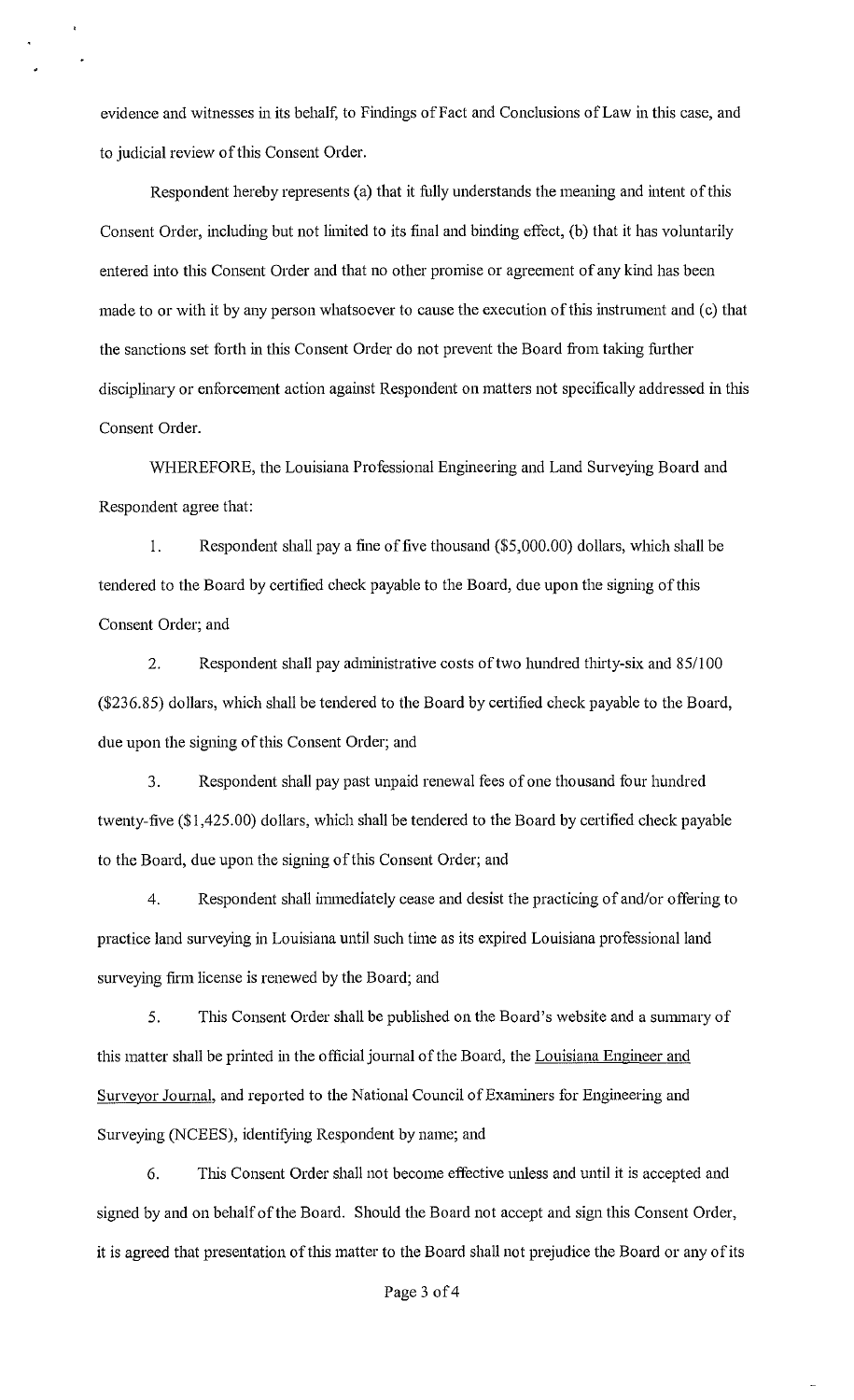evidence and witnesses in its behalf, to Findings of Fact and Conclusions of Law in this case, and to judicial review of this Consent Order.

Respondent hereby represents (a) that it fully understands the meaning and intent of this Consent Order, including but not limited to its final and binding effect, (b) that it has voluntarily entered into this Consent Order and that no other promise or agreement of any kind has been made to or with it by any person whatsoever to cause the execution of this instrument and (c) that the sanctions set forth in this Consent Order do not prevent the Board from taking further disciplinary or enforcement action against Respondent on matters not specifically addressed in this Consent Order.

WHEREFORE, the Louisiana Professional Engineering and Land Surveying Board and Respondent agree that:

1. Respondent shall pay a fine of five thousand ($5,000.00) dollars, which shall be tendered to the Board by certified check payable to the Board, due upon the signing of this Consent Order; and

2. Respondent shall pay administrative costs of two hundred thirty-six and 85/100 ($236.85) dollars, which shall be tendered to the Board by certified check payable to the Board, due upon the signing of this Consent Order; and

3. Respondent shall pay past unpaid renewal fees of one thousand four hundred twenty-five ($1,425.00) dollars, which shall be tendered to the Board by certified check payable to the Board, due upon the signing of this Consent Order; and

4. Respondent shall immediately cease and desist the practicing of and/or offering to practice land surveying in Louisiana until such time as its expired Louisiana professional land surveying firm license is renewed by the Board; and

5. This Consent Order shall be published on the Board's website and a summary of this matter shall be printed in the official journal of the Board, the Louisiana Engineer and Surveyor Journal, and reported to the National Council of Examiners for Engineering and Surveying (NCEES), identifying Respondent by name; and

6. This Consent Order shall not become effective unless and until it is accepted and signed by and on behalf of the Board. Should the Board not accept and sign this Consent Order, it is agreed that presentation of this matter to the Board shall not prejudice the Board or any of its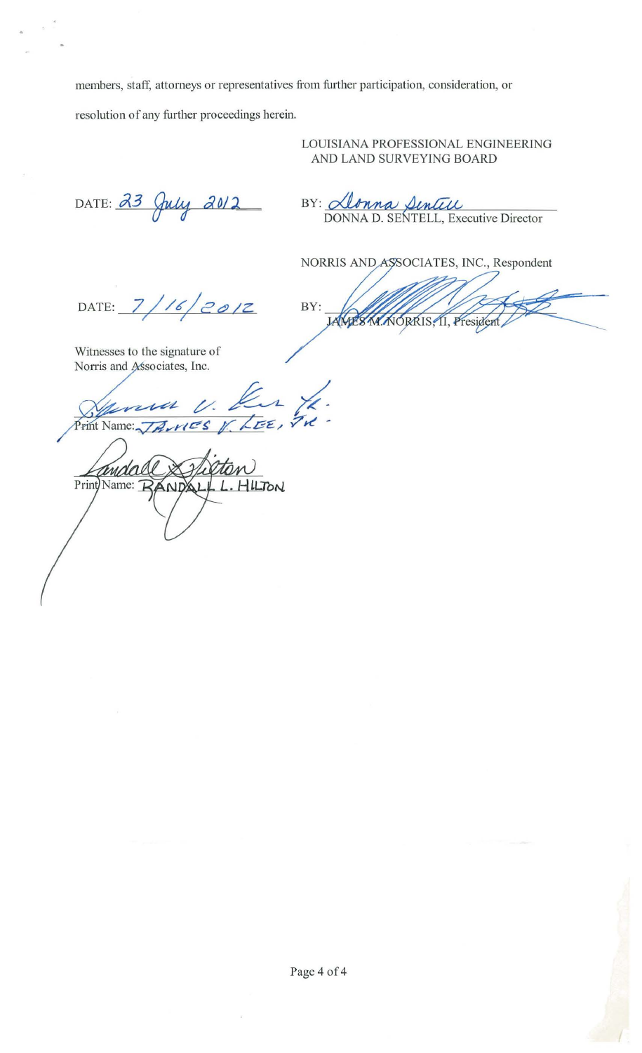members, staff, attorneys or representatives from further participation, consideration, or resolution of any further proceedings herein.

LOUISIANA PROFESSIONAL ENGINEERING AND LAND SURVEYING BOARD

DATE: 23 July 2012

BY: Donna Sentell
DONNA D. SENTELL, Executive Director

NORRIS AND ASSOCIATES, INC., Respondent

DATE: 7/16/2012

BY: 
JAMES M. NORRIS, II, President

Witnesses to the signature of Norris and Associates, Inc.

Print Name: JAMES V. LEE, JR.

Print Name: RANDALL L. HILTON